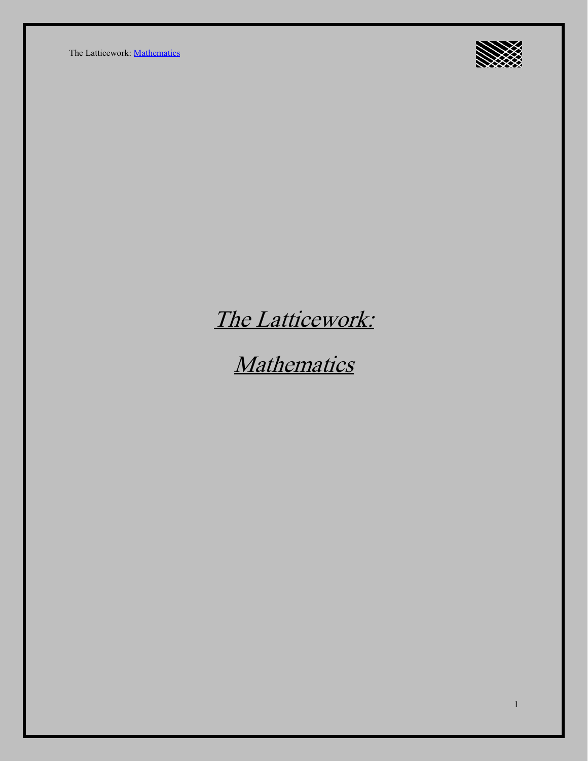# *The Latticework:*

# *Mathematics*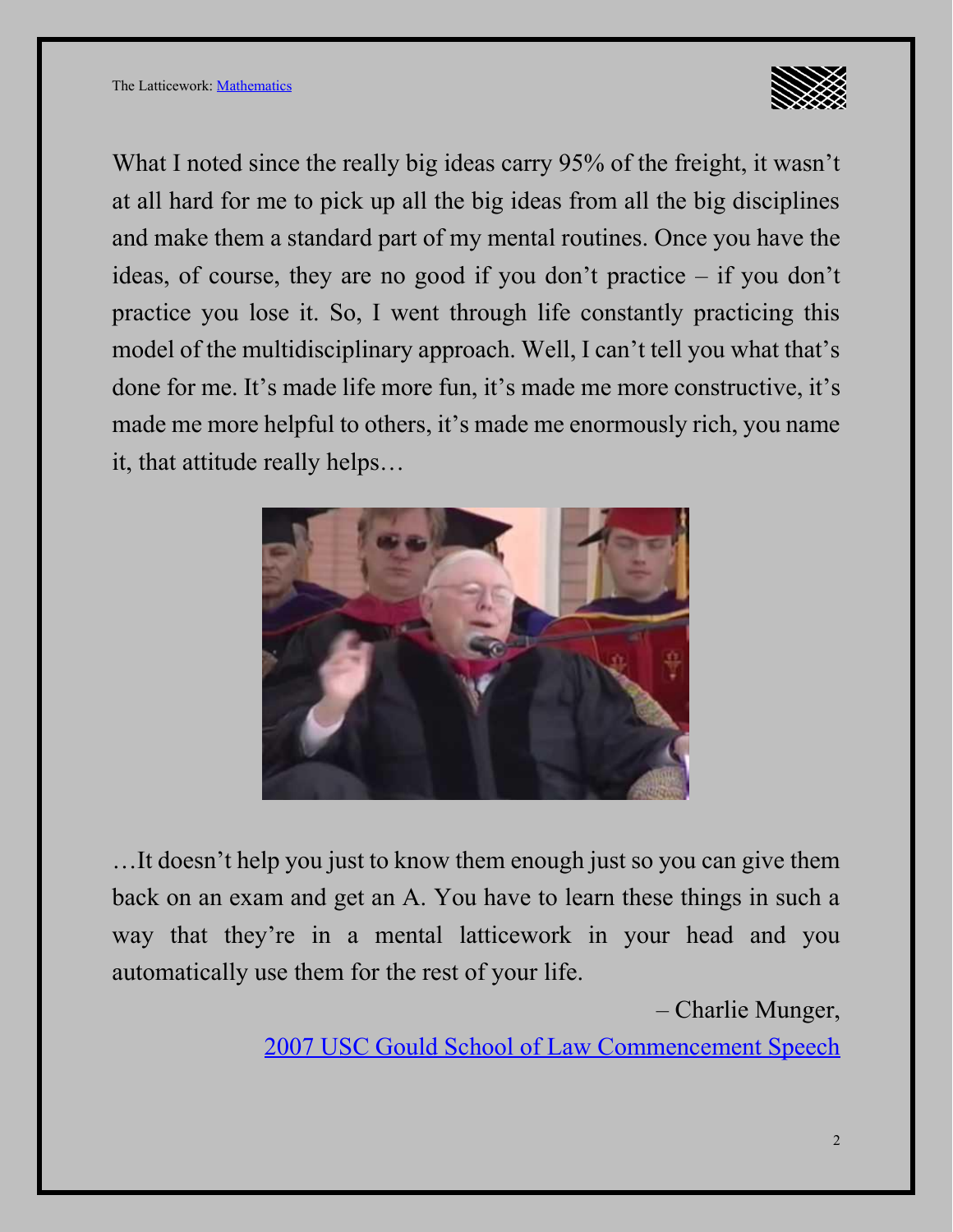What I noted since the really big ideas carry 95% of the freight, it wasn't at all hard for me to pick up all the big ideas from all the big disciplines and make them a standard part of my mental routines. Once you have the ideas, of course, they are no good if you don't practice – if you don't practice you lose it. So, I went through life constantly practicing this model of the multidisciplinary approach. Well, I can't tell you what that's done for me. It's made life more fun, it's made me more constructive, it's made me more helpful to others, it's made me enormously rich, you name it, that attitude really helps…

…It doesn't help you just to know them enough just so you can give them back on an exam and get an A. You have to learn these things in such a way that they're in a mental latticework in your head and you automatically use them for the rest of your life.

– Charlie Munger,
[2007 USC Gould School of Law Commencement Speech]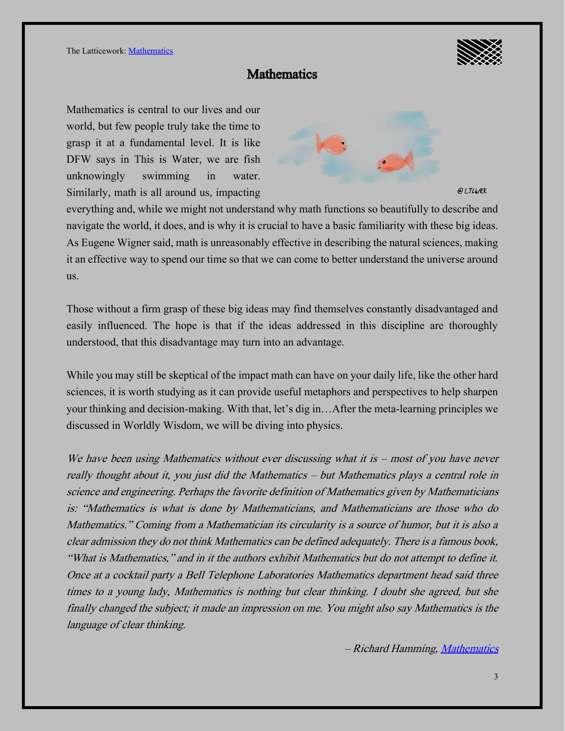# Mathematics

Mathematics is central to our lives and our world, but few people truly take the time to grasp it at a fundamental level. It is like DFW says in This is Water, we are fish unknowingly swimming in water. Similarly, math is all around us, impacting everything and, while we might not understand why math functions so beautifully to describe and navigate the world, it does, and is why it is crucial to have a basic familiarity with these big ideas. As Eugene Wigner said, math is unreasonably effective in describing the natural sciences, making it an effective way to spend our time so that we can come to better understand the universe around us.

Those without a firm grasp of these big ideas may find themselves constantly disadvantaged and easily influenced. The hope is that if the ideas addressed in this discipline are thoroughly understood, that this disadvantage may turn into an advantage.

While you may still be skeptical of the impact math can have on your daily life, like the other hard sciences, it is worth studying as it can provide useful metaphors and perspectives to help sharpen your thinking and decision-making. With that, let's dig in…After the meta-learning principles we discussed in Worldly Wisdom, we will be diving into physics.

*We have been using Mathematics without ever discussing what it is – most of you have never really thought about it, you just did the Mathematics – but Mathematics plays a central role in science and engineering. Perhaps the favorite definition of Mathematics given by Mathematicians is: "Mathematics is what is done by Mathematicians, and Mathematicians are those who do Mathematics." Coming from a Mathematician its circularity is a source of humor, but it is also a clear admission they do not think Mathematics can be defined adequately. There is a famous book, "What is Mathematics," and in it the authors exhibit Mathematics but do not attempt to define it. Once at a cocktail party a Bell Telephone Laboratories Mathematics department head said three times to a young lady, Mathematics is nothing but clear thinking. I doubt she agreed, but she finally changed the subject; it made an impression on me. You might also say Mathematics is the language of clear thinking.*

*– Richard Hamming, Mathematics*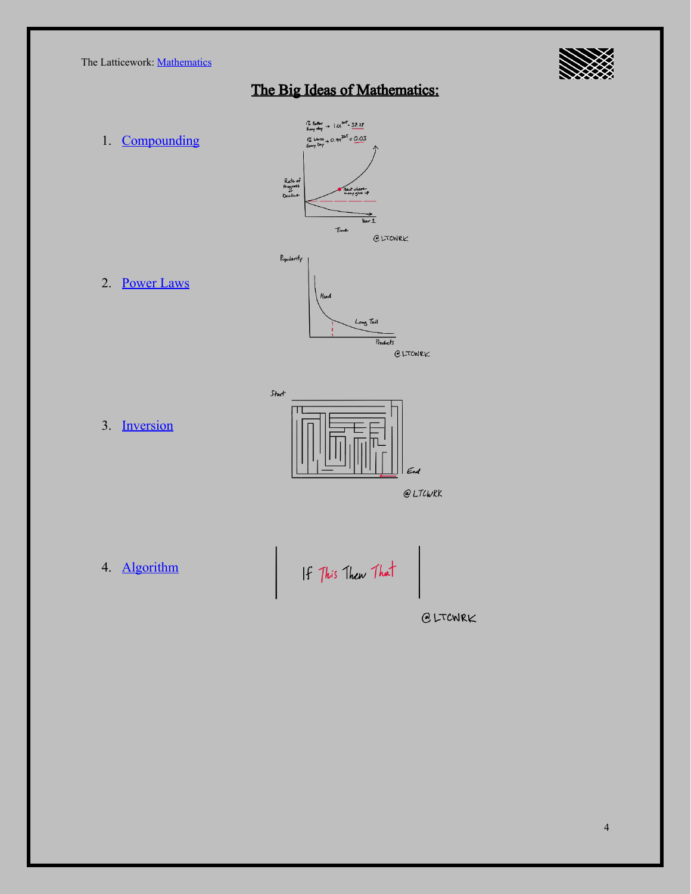# The Big Ideas of Mathematics:

1. Compounding
2. Power Laws
3. Inversion
4. Algorithm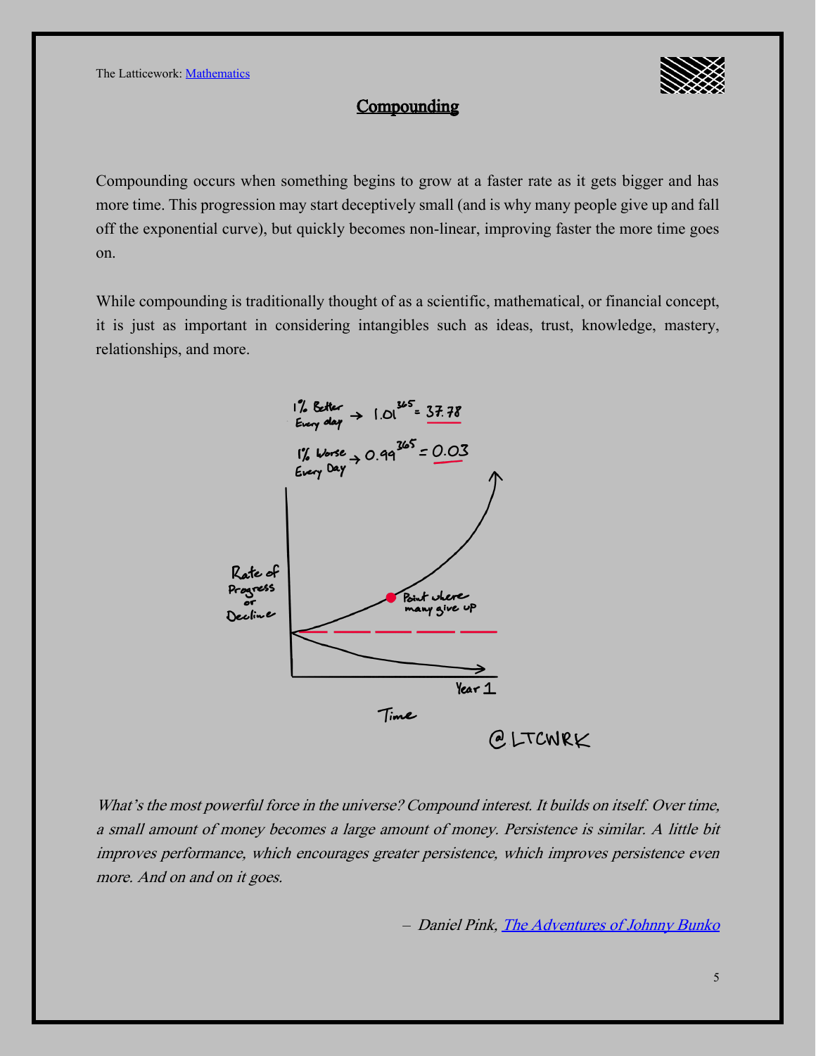## Compounding

Compounding occurs when something begins to grow at a faster rate as it gets bigger and has more time. This progression may start deceptively small (and is why many people give up and fall off the exponential curve), but quickly becomes non-linear, improving faster the more time goes on.

While compounding is traditionally thought of as a scientific, mathematical, or financial concept, it is just as important in considering intangibles such as ideas, trust, knowledge, mastery, relationships, and more.

*What's the most powerful force in the universe? Compound interest. It builds on itself. Over time, a small amount of money becomes a large amount of money. Persistence is similar. A little bit improves performance, which encourages greater persistence, which improves persistence even more. And on and on it goes.*

– *Daniel Pink, [The Adventures of Johnny Bunko]()*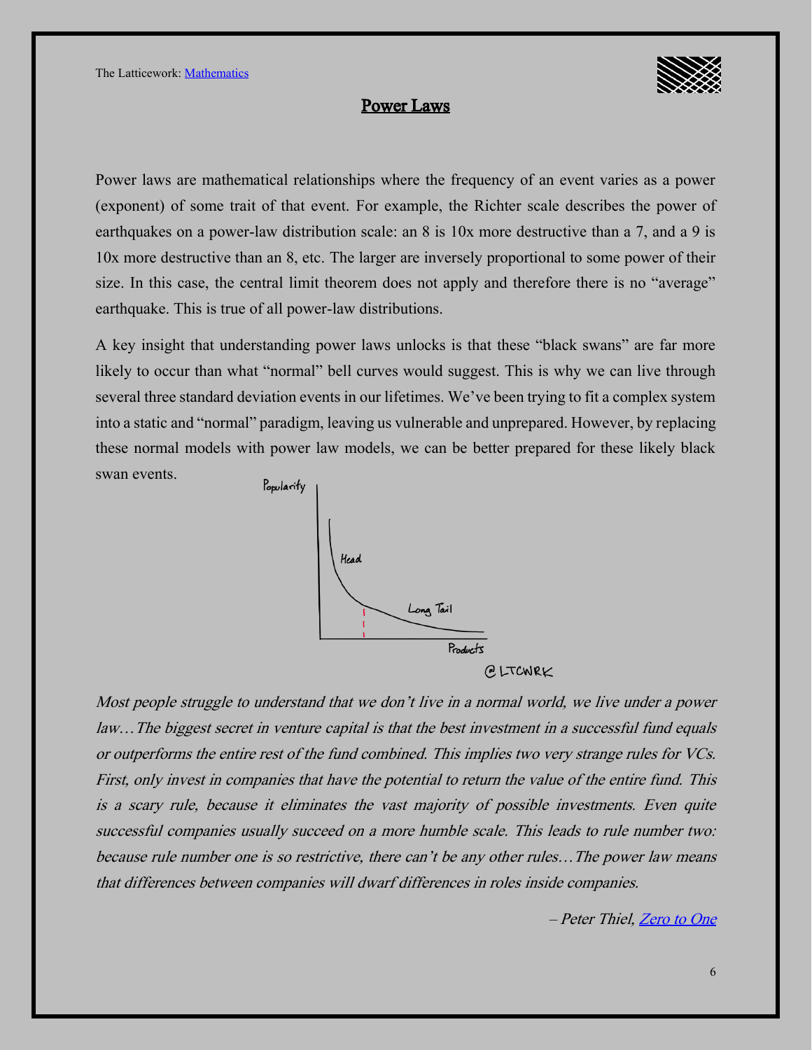# Power Laws

Power laws are mathematical relationships where the frequency of an event varies as a power (exponent) of some trait of that event. For example, the Richter scale describes the power of earthquakes on a power-law distribution scale: an 8 is 10x more destructive than a 7, and a 9 is 10x more destructive than an 8, etc. The larger are inversely proportional to some power of their size. In this case, the central limit theorem does not apply and therefore there is no "average" earthquake. This is true of all power-law distributions.

A key insight that understanding power laws unlocks is that these "black swans" are far more likely to occur than what "normal" bell curves would suggest. This is why we can live through several three standard deviation events in our lifetimes. We've been trying to fit a complex system into a static and "normal" paradigm, leaving us vulnerable and unprepared. However, by replacing these normal models with power law models, we can be better prepared for these likely black swan events.

*Most people struggle to understand that we don't live in a normal world, we live under a power law…The biggest secret in venture capital is that the best investment in a successful fund equals or outperforms the entire rest of the fund combined. This implies two very strange rules for VCs. First, only invest in companies that have the potential to return the value of the entire fund. This is a scary rule, because it eliminates the vast majority of possible investments. Even quite successful companies usually succeed on a more humble scale. This leads to rule number two: because rule number one is so restrictive, there can't be any other rules…The power law means that differences between companies will dwarf differences in roles inside companies.*

*– Peter Thiel, Zero to One*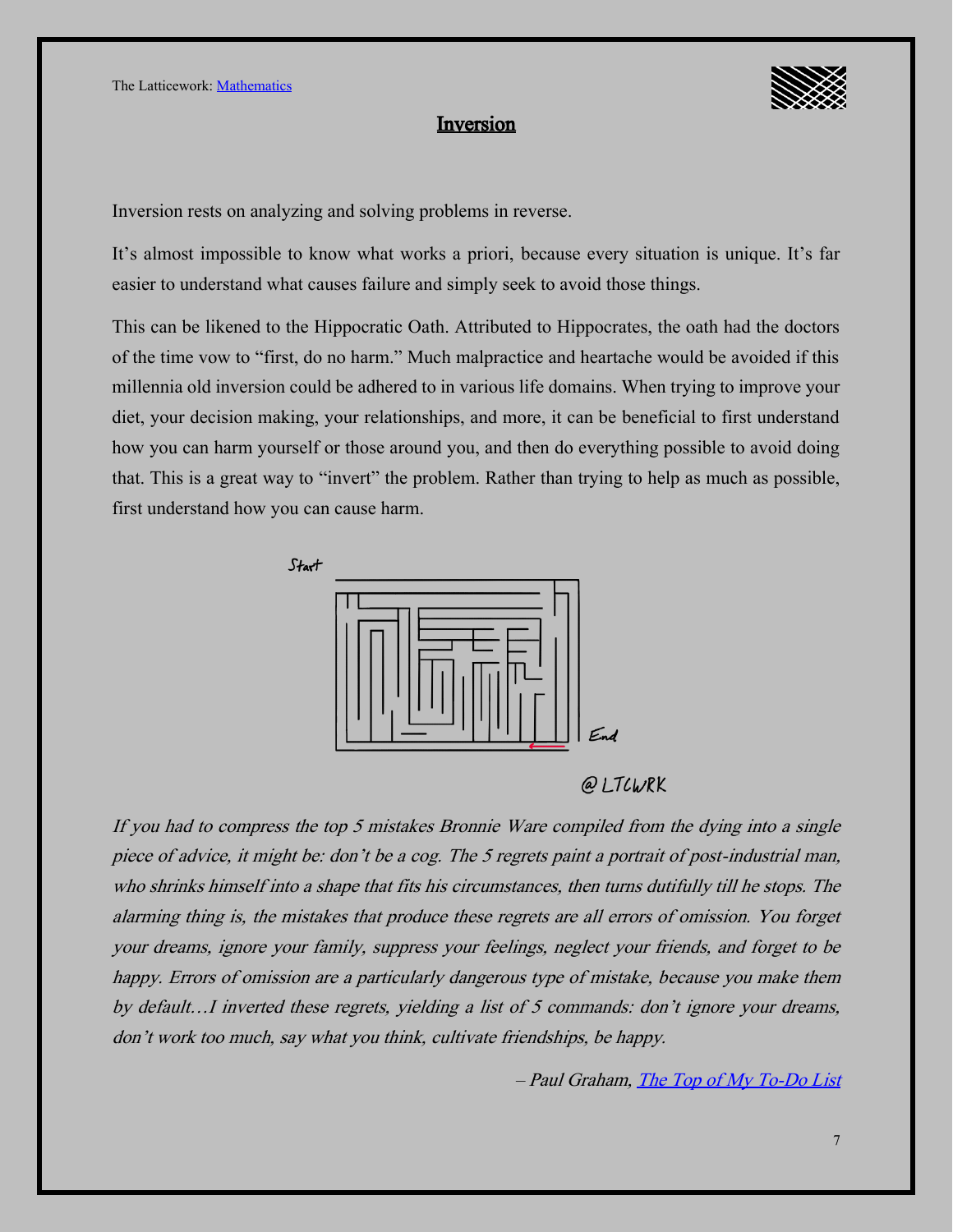## Inversion

Inversion rests on analyzing and solving problems in reverse.

It's almost impossible to know what works a priori, because every situation is unique. It's far easier to understand what causes failure and simply seek to avoid those things.

This can be likened to the Hippocratic Oath. Attributed to Hippocrates, the oath had the doctors of the time vow to "first, do no harm." Much malpractice and heartache would be avoided if this millennia old inversion could be adhered to in various life domains. When trying to improve your diet, your decision making, your relationships, and more, it can be beneficial to first understand how you can harm yourself or those around you, and then do everything possible to avoid doing that. This is a great way to "invert" the problem. Rather than trying to help as much as possible, first understand how you can cause harm.

*If you had to compress the top 5 mistakes Bronnie Ware compiled from the dying into a single piece of advice, it might be: don't be a cog. The 5 regrets paint a portrait of post-industrial man, who shrinks himself into a shape that fits his circumstances, then turns dutifully till he stops. The alarming thing is, the mistakes that produce these regrets are all errors of omission. You forget your dreams, ignore your family, suppress your feelings, neglect your friends, and forget to be happy. Errors of omission are a particularly dangerous type of mistake, because you make them by default…I inverted these regrets, yielding a list of 5 commands: don't ignore your dreams, don't work too much, say what you think, cultivate friendships, be happy.*

– *Paul Graham, The Top of My To-Do List*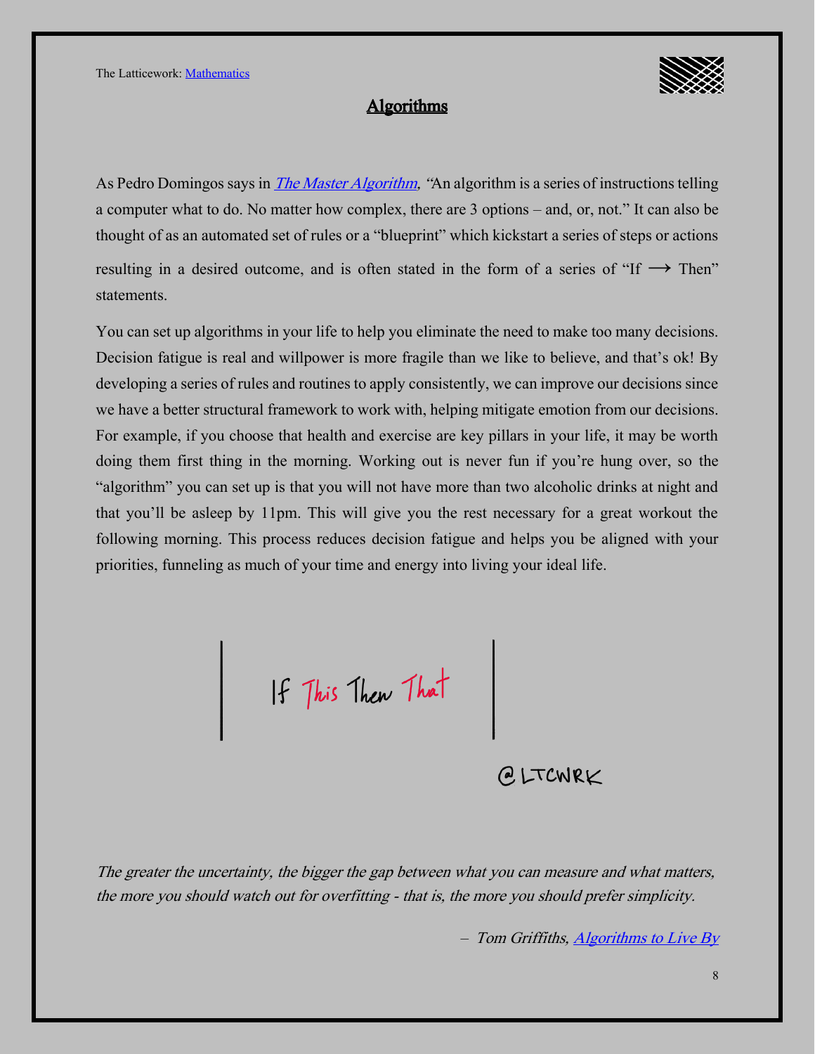## Algorithms

As Pedro Domingos says in *The Master Algorithm*, "An algorithm is a series of instructions telling a computer what to do. No matter how complex, there are 3 options – and, or, not." It can also be thought of as an automated set of rules or a "blueprint" which kickstart a series of steps or actions resulting in a desired outcome, and is often stated in the form of a series of "If ⟶ Then" statements.

You can set up algorithms in your life to help you eliminate the need to make too many decisions. Decision fatigue is real and willpower is more fragile than we like to believe, and that's ok! By developing a series of rules and routines to apply consistently, we can improve our decisions since we have a better structural framework to work with, helping mitigate emotion from our decisions. For example, if you choose that health and exercise are key pillars in your life, it may be worth doing them first thing in the morning. Working out is never fun if you're hung over, so the "algorithm" you can set up is that you will not have more than two alcoholic drinks at night and that you'll be asleep by 11pm. This will give you the rest necessary for a great workout the following morning. This process reduces decision fatigue and helps you be aligned with your priorities, funneling as much of your time and energy into living your ideal life.

If This Then That

@LTCWRK

*The greater the uncertainty, the bigger the gap between what you can measure and what matters, the more you should watch out for overfitting - that is, the more you should prefer simplicity.*

*– Tom Griffiths, Algorithms to Live By*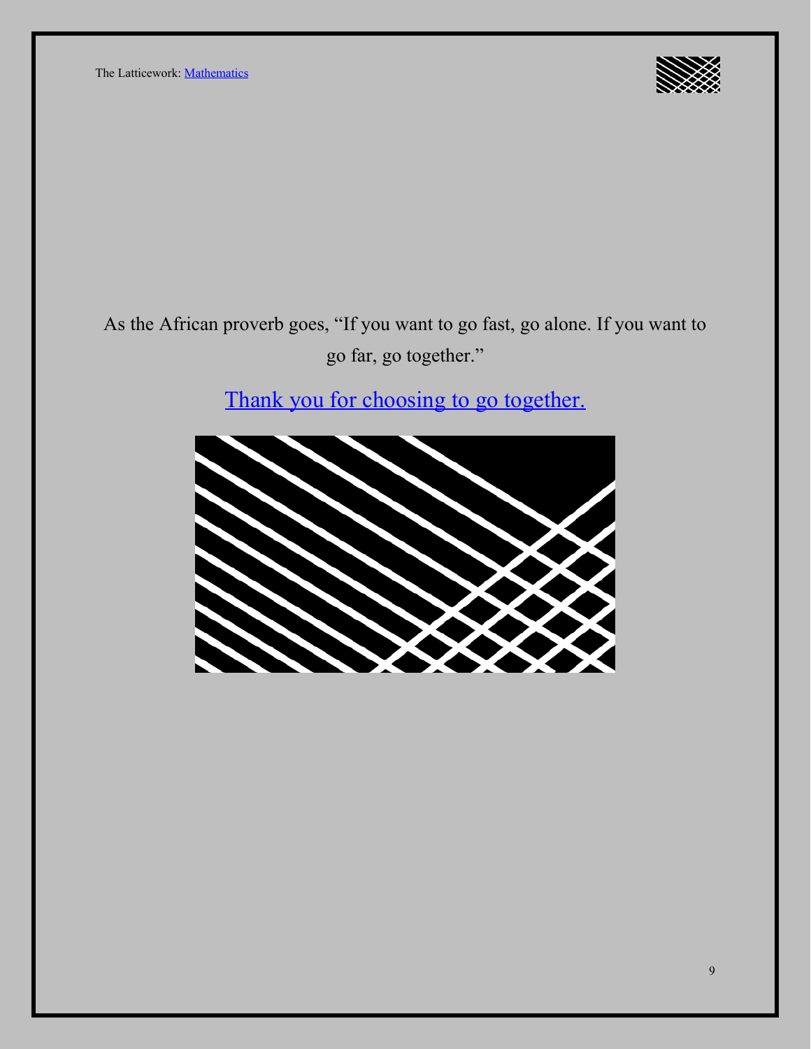As the African proverb goes, “If you want to go fast, go alone. If you want to go far, go together.”

Thank you for choosing to go together.